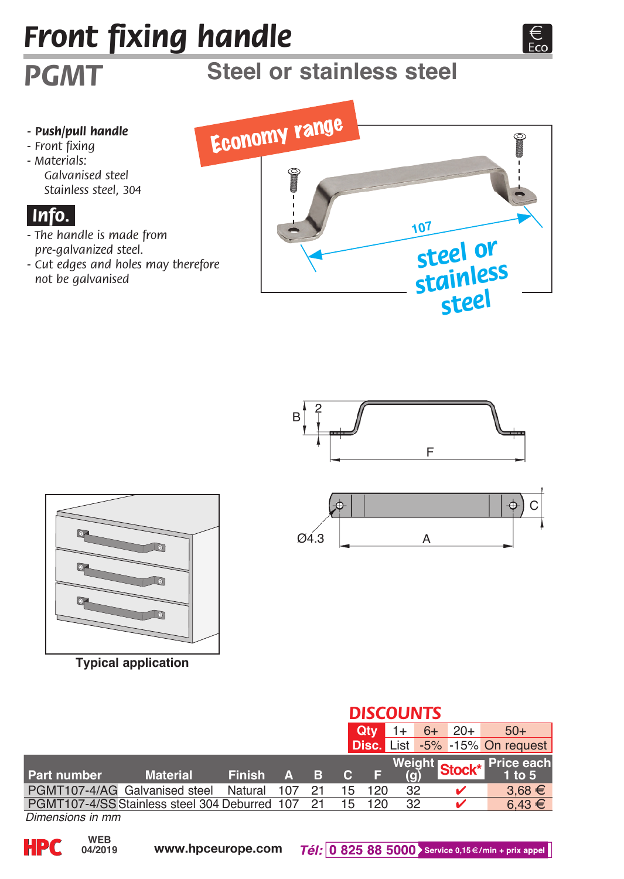# Front fixing handle

## PGMT

## Steel or stainless steel

- **Push/pull handle**
- Front fixing
- Materials:
  Galvanised steel
  Stainless steel, 304

**Info.**

- The handle is made from pre-galvanized steel.
- Cut edges and holes may therefore not be galvanised

Economy range

107

steel or stainless steel

B 2 F

Ø4.3 A C

Typical application

**DISCOUNTS**

| Qty | 1+ | 6+ | 20+ | 50+ |
|---|---|---|---|---|
| Disc. | List | -5% | -15% | On request |

| Part number | Material | Finish | A | B | C | F | Weight (g) | Stock* | Price each 1 to 5 |
|---|---|---|---|---|---|---|---|---|---|
| PGMT107-4/AG | Galvanised steel | Natural | 107 | 21 | 15 | 120 | 32 | ✔ | 3,68 € |
| PGMT107-4/SS | Stainless steel 304 | Deburred | 107 | 21 | 15 | 120 | 32 | ✔ | 6,43 € |

*Dimensions in mm*

HPC WEB 04/2019 www.hpceurope.com Tél: 0 825 88 5000 Service 0,15 €/min + prix appel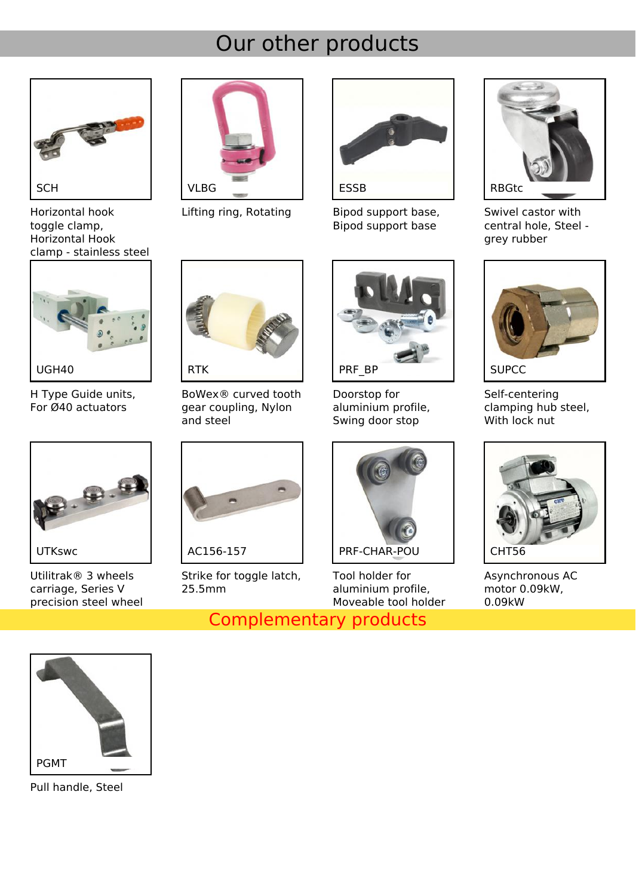# Our other products

SCH

Horizontal hook toggle clamp, Horizontal Hook clamp - stainless steel

VLBG

Lifting ring, Rotating

ESSB

Bipod support base, Bipod support base

RBGtc

Swivel castor with central hole, Steel - grey rubber

UGH40

H Type Guide units, For Ø40 actuators

RTK

BoWex® curved tooth gear coupling, Nylon and steel

PRF_BP

Doorstop for aluminium profile, Swing door stop

SUPCC

Self-centering clamping hub steel, With lock nut

UTKswc

Utilitrak® 3 wheels carriage, Series V precision steel wheel

AC156-157

Strike for toggle latch, 25.5mm

PRF-CHAR-POU

Tool holder for aluminium profile, Moveable tool holder

CHT56

Asynchronous AC motor 0.09kW, 0.09kW

# Complementary products

PGMT

Pull handle, Steel